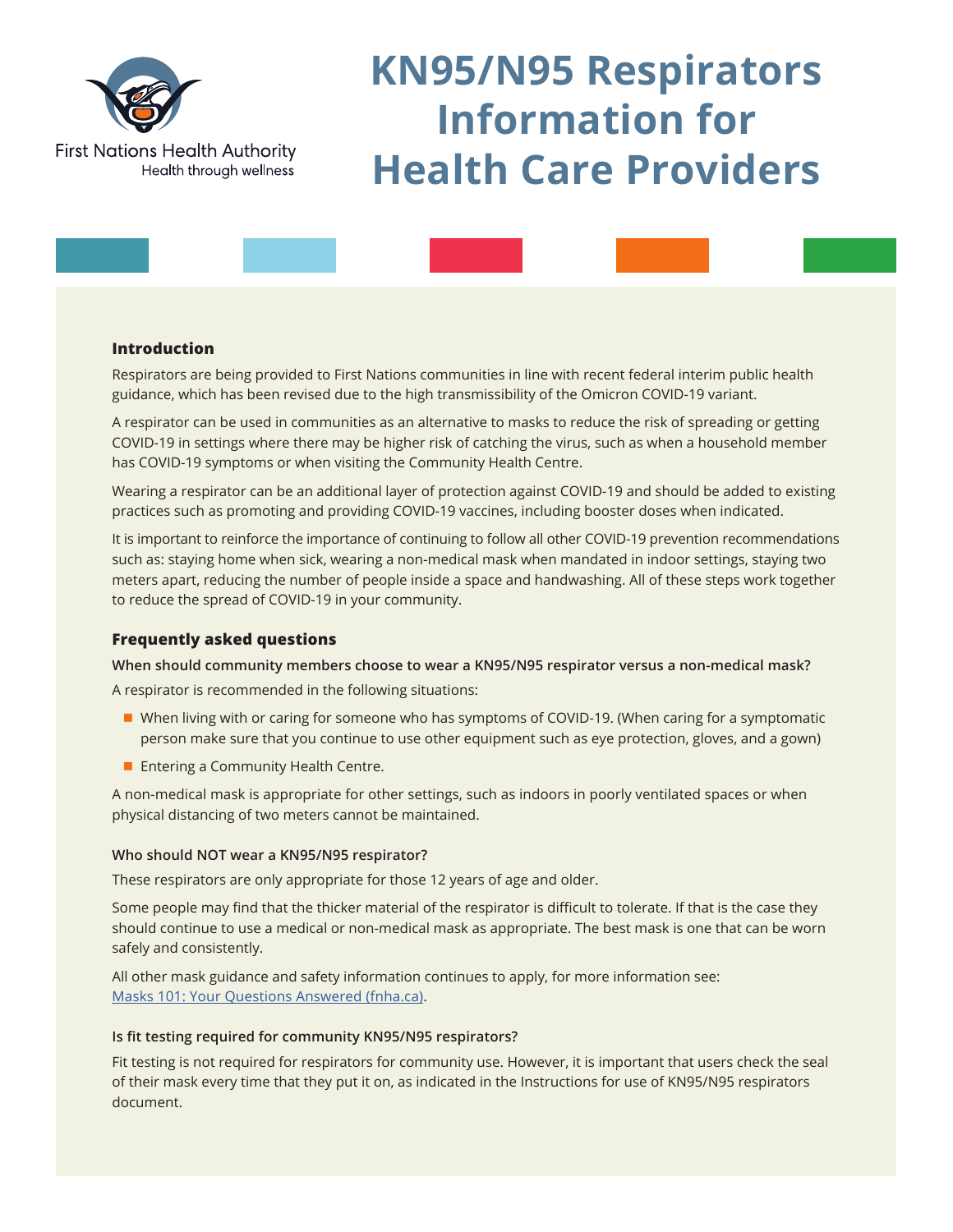First Nations Health Authority
Health through wellness

# KN95/N95 Respirators Information for Health Care Providers

## Introduction

Respirators are being provided to First Nations communities in line with recent federal interim public health guidance, which has been revised due to the high transmissibility of the Omicron COVID-19 variant.

A respirator can be used in communities as an alternative to masks to reduce the risk of spreading or getting COVID-19 in settings where there may be higher risk of catching the virus, such as when a household member has COVID-19 symptoms or when visiting the Community Health Centre.

Wearing a respirator can be an additional layer of protection against COVID-19 and should be added to existing practices such as promoting and providing COVID-19 vaccines, including booster doses when indicated.

It is important to reinforce the importance of continuing to follow all other COVID-19 prevention recommendations such as: staying home when sick, wearing a non-medical mask when mandated in indoor settings, staying two meters apart, reducing the number of people inside a space and handwashing. All of these steps work together to reduce the spread of COVID-19 in your community.

## Frequently asked questions

**When should community members choose to wear a KN95/N95 respirator versus a non-medical mask?**

A respirator is recommended in the following situations:

- When living with or caring for someone who has symptoms of COVID-19. (When caring for a symptomatic person make sure that you continue to use other equipment such as eye protection, gloves, and a gown)
- Entering a Community Health Centre.

A non-medical mask is appropriate for other settings, such as indoors in poorly ventilated spaces or when physical distancing of two meters cannot be maintained.

**Who should NOT wear a KN95/N95 respirator?**

These respirators are only appropriate for those 12 years of age and older.

Some people may find that the thicker material of the respirator is difficult to tolerate. If that is the case they should continue to use a medical or non-medical mask as appropriate. The best mask is one that can be worn safely and consistently.

All other mask guidance and safety information continues to apply, for more information see: Masks 101: Your Questions Answered (fnha.ca).

**Is fit testing required for community KN95/N95 respirators?**

Fit testing is not required for respirators for community use. However, it is important that users check the seal of their mask every time that they put it on, as indicated in the Instructions for use of KN95/N95 respirators document.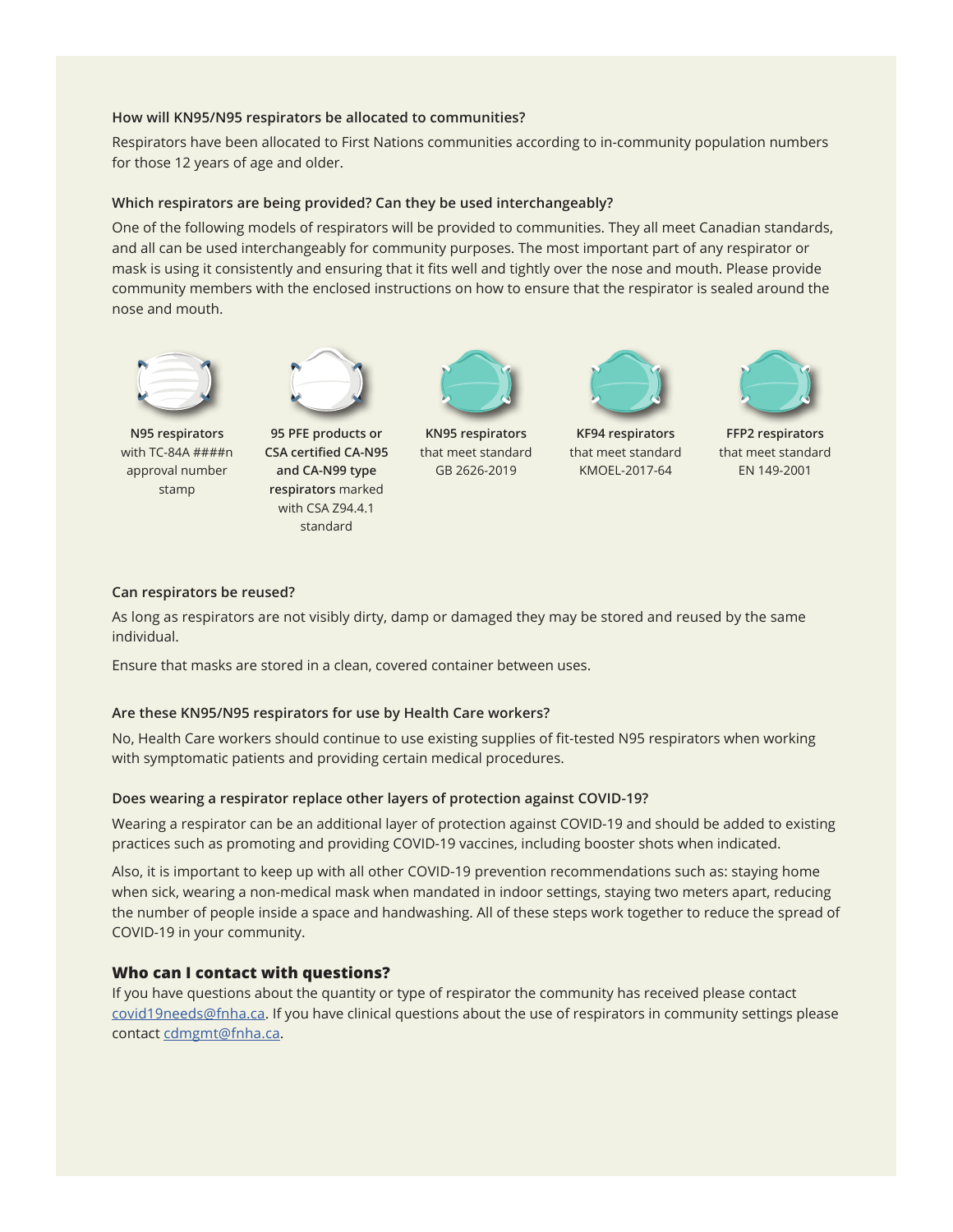**How will KN95/N95 respirators be allocated to communities?**

Respirators have been allocated to First Nations communities according to in-community population numbers for those 12 years of age and older.

**Which respirators are being provided? Can they be used interchangeably?**

One of the following models of respirators will be provided to communities. They all meet Canadian standards, and all can be used interchangeably for community purposes. The most important part of any respirator or mask is using it consistently and ensuring that it fits well and tightly over the nose and mouth. Please provide community members with the enclosed instructions on how to ensure that the respirator is sealed around the nose and mouth.

**N95 respirators** with TC-84A ####n approval number stamp

**95 PFE products or CSA certified CA-N95 and CA-N99 type respirators** marked with CSA Z94.4.1 standard

**KN95 respirators** that meet standard GB 2626-2019

**KF94 respirators** that meet standard KMOEL-2017-64

**FFP2 respirators** that meet standard EN 149-2001

**Can respirators be reused?**

As long as respirators are not visibly dirty, damp or damaged they may be stored and reused by the same individual.

Ensure that masks are stored in a clean, covered container between uses.

**Are these KN95/N95 respirators for use by Health Care workers?**

No, Health Care workers should continue to use existing supplies of fit-tested N95 respirators when working with symptomatic patients and providing certain medical procedures.

**Does wearing a respirator replace other layers of protection against COVID-19?**

Wearing a respirator can be an additional layer of protection against COVID-19 and should be added to existing practices such as promoting and providing COVID-19 vaccines, including booster shots when indicated.

Also, it is important to keep up with all other COVID-19 prevention recommendations such as: staying home when sick, wearing a non-medical mask when mandated in indoor settings, staying two meters apart, reducing the number of people inside a space and handwashing. All of these steps work together to reduce the spread of COVID-19 in your community.

## Who can I contact with questions?

If you have questions about the quantity or type of respirator the community has received please contact covid19needs@fnha.ca. If you have clinical questions about the use of respirators in community settings please contact cdmgmt@fnha.ca.